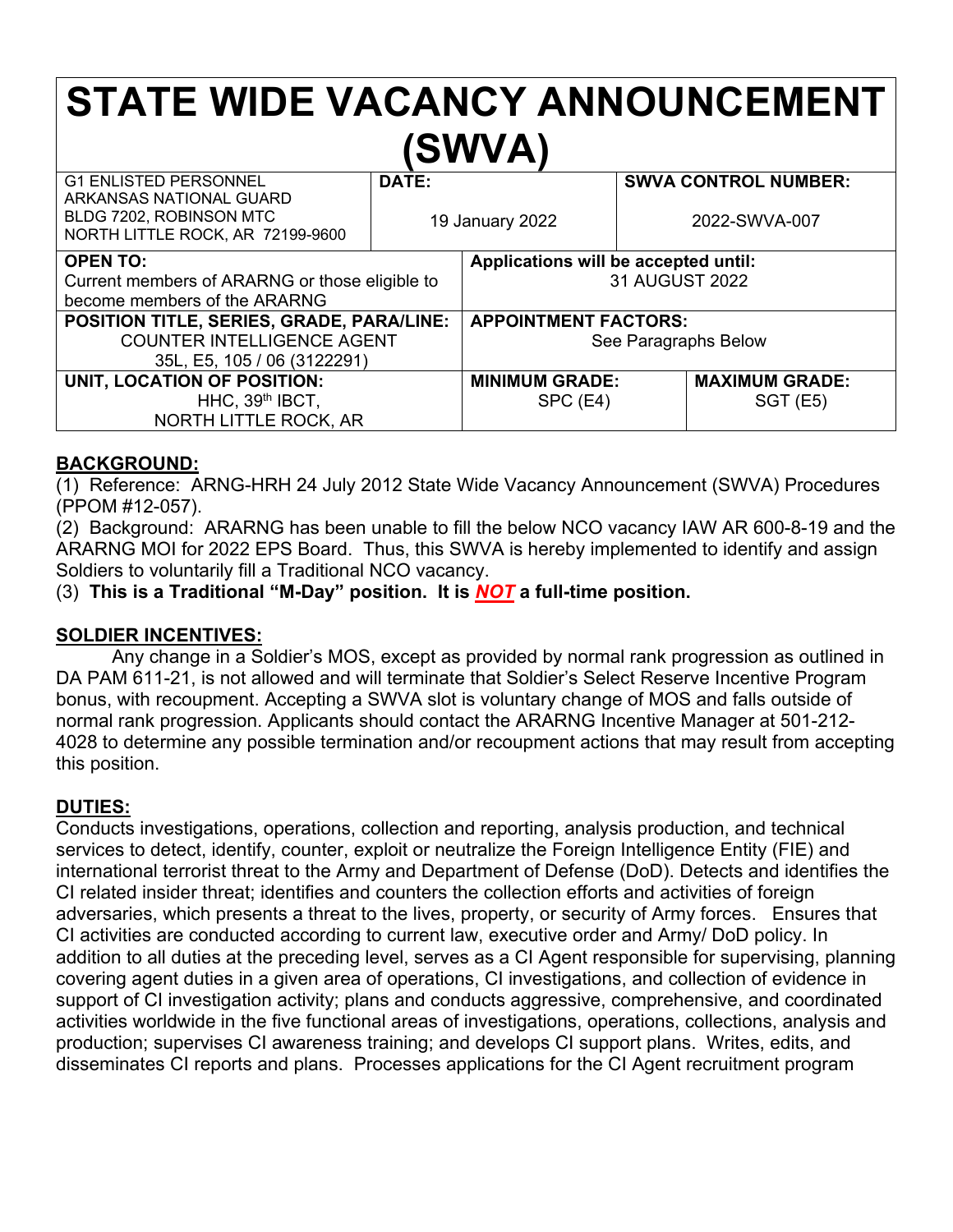# STATE WIDE VACANCY ANNOUNCEMENT (SWVA)

| G1 ENLISTED PERSONNEL ARKANSAS NATIONAL GUARD BLDG 7202, ROBINSON MTC NORTH LITTLE ROCK, AR 72199-9600 | **DATE:** 19 January 2022 | **SWVA CONTROL NUMBER:** 2022-SWVA-007 |
|---|---|---|

| **OPEN TO:** Current members of ARARNG or those eligible to become members of the ARARNG | **Applications will be accepted until:** 31 AUGUST 2022 | |
|---|---|---|
| **POSITION TITLE, SERIES, GRADE, PARA/LINE:** COUNTER INTELLIGENCE AGENT 35L, E5, 105 / 06 (3122291) | **APPOINTMENT FACTORS:** See Paragraphs Below | |
| **UNIT, LOCATION OF POSITION:** HHC, 39th IBCT, NORTH LITTLE ROCK, AR | **MINIMUM GRADE:** SPC (E4) | **MAXIMUM GRADE:** SGT (E5) |

## BACKGROUND:

(1) Reference: ARNG-HRH 24 July 2012 State Wide Vacancy Announcement (SWVA) Procedures (PPOM #12-057).

(2) Background: ARARNG has been unable to fill the below NCO vacancy IAW AR 600-8-19 and the ARARNG MOI for 2022 EPS Board. Thus, this SWVA is hereby implemented to identify and assign Soldiers to voluntarily fill a Traditional NCO vacancy.

(3) **This is a Traditional "M-Day" position. It is _NOT_ a full-time position.**

## SOLDIER INCENTIVES:

Any change in a Soldier's MOS, except as provided by normal rank progression as outlined in DA PAM 611-21, is not allowed and will terminate that Soldier's Select Reserve Incentive Program bonus, with recoupment. Accepting a SWVA slot is voluntary change of MOS and falls outside of normal rank progression. Applicants should contact the ARARNG Incentive Manager at 501-212-4028 to determine any possible termination and/or recoupment actions that may result from accepting this position.

## DUTIES:

Conducts investigations, operations, collection and reporting, analysis production, and technical services to detect, identify, counter, exploit or neutralize the Foreign Intelligence Entity (FIE) and international terrorist threat to the Army and Department of Defense (DoD). Detects and identifies the CI related insider threat; identifies and counters the collection efforts and activities of foreign adversaries, which presents a threat to the lives, property, or security of Army forces. Ensures that CI activities are conducted according to current law, executive order and Army/ DoD policy. In addition to all duties at the preceding level, serves as a CI Agent responsible for supervising, planning covering agent duties in a given area of operations, CI investigations, and collection of evidence in support of CI investigation activity; plans and conducts aggressive, comprehensive, and coordinated activities worldwide in the five functional areas of investigations, operations, collections, analysis and production; supervises CI awareness training; and develops CI support plans. Writes, edits, and disseminates CI reports and plans. Processes applications for the CI Agent recruitment program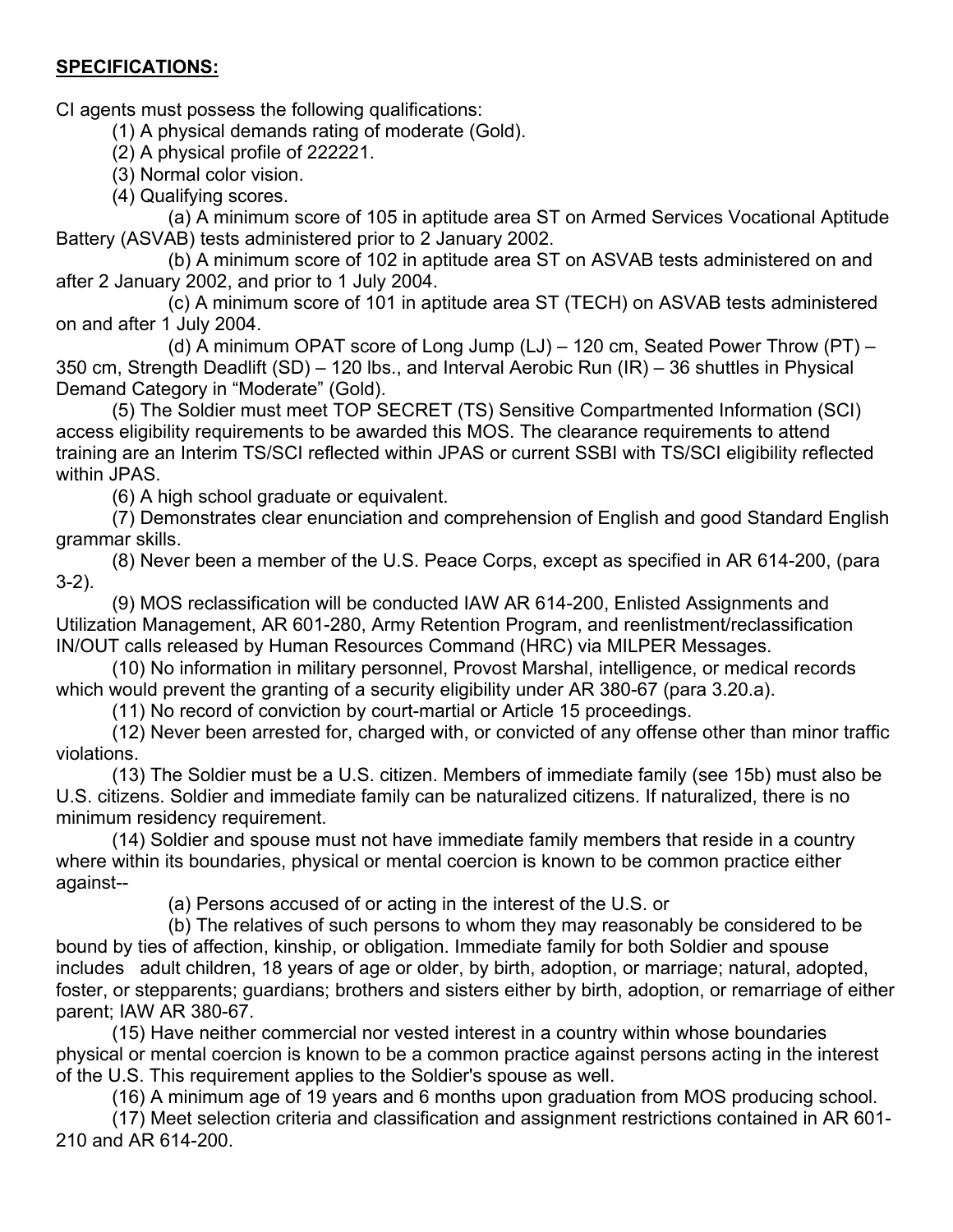**SPECIFICATIONS:**

CI agents must possess the following qualifications:

(1) A physical demands rating of moderate (Gold).

(2) A physical profile of 222221.

(3) Normal color vision.

(4) Qualifying scores.

(a) A minimum score of 105 in aptitude area ST on Armed Services Vocational Aptitude Battery (ASVAB) tests administered prior to 2 January 2002.

(b) A minimum score of 102 in aptitude area ST on ASVAB tests administered on and after 2 January 2002, and prior to 1 July 2004.

(c) A minimum score of 101 in aptitude area ST (TECH) on ASVAB tests administered on and after 1 July 2004.

(d) A minimum OPAT score of Long Jump (LJ) – 120 cm, Seated Power Throw (PT) – 350 cm, Strength Deadlift (SD) – 120 lbs., and Interval Aerobic Run (IR) – 36 shuttles in Physical Demand Category in "Moderate" (Gold).

(5) The Soldier must meet TOP SECRET (TS) Sensitive Compartmented Information (SCI) access eligibility requirements to be awarded this MOS. The clearance requirements to attend training are an Interim TS/SCI reflected within JPAS or current SSBI with TS/SCI eligibility reflected within JPAS.

(6) A high school graduate or equivalent.

(7) Demonstrates clear enunciation and comprehension of English and good Standard English grammar skills.

(8) Never been a member of the U.S. Peace Corps, except as specified in AR 614-200, (para 3-2).

(9) MOS reclassification will be conducted IAW AR 614-200, Enlisted Assignments and Utilization Management, AR 601-280, Army Retention Program, and reenlistment/reclassification IN/OUT calls released by Human Resources Command (HRC) via MILPER Messages.

(10) No information in military personnel, Provost Marshal, intelligence, or medical records which would prevent the granting of a security eligibility under AR 380-67 (para 3.20.a).

(11) No record of conviction by court-martial or Article 15 proceedings.

(12) Never been arrested for, charged with, or convicted of any offense other than minor traffic violations.

(13) The Soldier must be a U.S. citizen. Members of immediate family (see 15b) must also be U.S. citizens. Soldier and immediate family can be naturalized citizens. If naturalized, there is no minimum residency requirement.

(14) Soldier and spouse must not have immediate family members that reside in a country where within its boundaries, physical or mental coercion is known to be common practice either against--

(a) Persons accused of or acting in the interest of the U.S. or

(b) The relatives of such persons to whom they may reasonably be considered to be bound by ties of affection, kinship, or obligation. Immediate family for both Soldier and spouse includes adult children, 18 years of age or older, by birth, adoption, or marriage; natural, adopted, foster, or stepparents; guardians; brothers and sisters either by birth, adoption, or remarriage of either parent; IAW AR 380-67.

(15) Have neither commercial nor vested interest in a country within whose boundaries physical or mental coercion is known to be a common practice against persons acting in the interest of the U.S. This requirement applies to the Soldier's spouse as well.

(16) A minimum age of 19 years and 6 months upon graduation from MOS producing school.

(17) Meet selection criteria and classification and assignment restrictions contained in AR 601-210 and AR 614-200.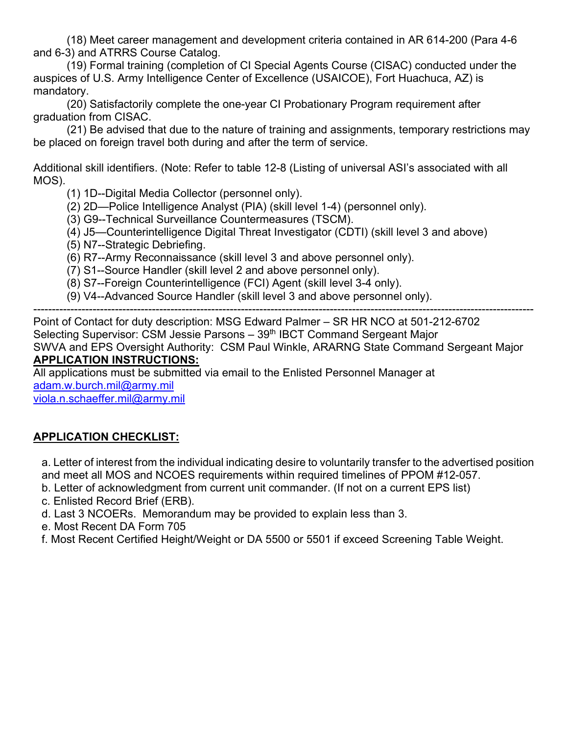(18) Meet career management and development criteria contained in AR 614-200 (Para 4-6 and 6-3) and ATRRS Course Catalog.

(19) Formal training (completion of CI Special Agents Course (CISAC) conducted under the auspices of U.S. Army Intelligence Center of Excellence (USAICOE), Fort Huachuca, AZ) is mandatory.

(20) Satisfactorily complete the one-year CI Probationary Program requirement after graduation from CISAC.

(21) Be advised that due to the nature of training and assignments, temporary restrictions may be placed on foreign travel both during and after the term of service.

Additional skill identifiers. (Note: Refer to table 12-8 (Listing of universal ASI's associated with all MOS).

(1) 1D--Digital Media Collector (personnel only).
(2) 2D—Police Intelligence Analyst (PIA) (skill level 1-4) (personnel only).
(3) G9--Technical Surveillance Countermeasures (TSCM).
(4) J5—Counterintelligence Digital Threat Investigator (CDTI) (skill level 3 and above)
(5) N7--Strategic Debriefing.
(6) R7--Army Reconnaissance (skill level 3 and above personnel only).
(7) S1--Source Handler (skill level 2 and above personnel only).
(8) S7--Foreign Counterintelligence (FCI) Agent (skill level 3-4 only).
(9) V4--Advanced Source Handler (skill level 3 and above personnel only).

---

Point of Contact for duty description: MSG Edward Palmer – SR HR NCO at 501-212-6702
Selecting Supervisor: CSM Jessie Parsons – 39th IBCT Command Sergeant Major
SWVA and EPS Oversight Authority: CSM Paul Winkle, ARARNG State Command Sergeant Major

**APPLICATION INSTRUCTIONS:**

All applications must be submitted via email to the Enlisted Personnel Manager at
adam.w.burch.mil@army.mil
viola.n.schaeffer.mil@army.mil

**APPLICATION CHECKLIST:**

a. Letter of interest from the individual indicating desire to voluntarily transfer to the advertised position and meet all MOS and NCOES requirements within required timelines of PPOM #12-057.
b. Letter of acknowledgment from current unit commander. (If not on a current EPS list)
c. Enlisted Record Brief (ERB).
d. Last 3 NCOERs. Memorandum may be provided to explain less than 3.
e. Most Recent DA Form 705
f. Most Recent Certified Height/Weight or DA 5500 or 5501 if exceed Screening Table Weight.